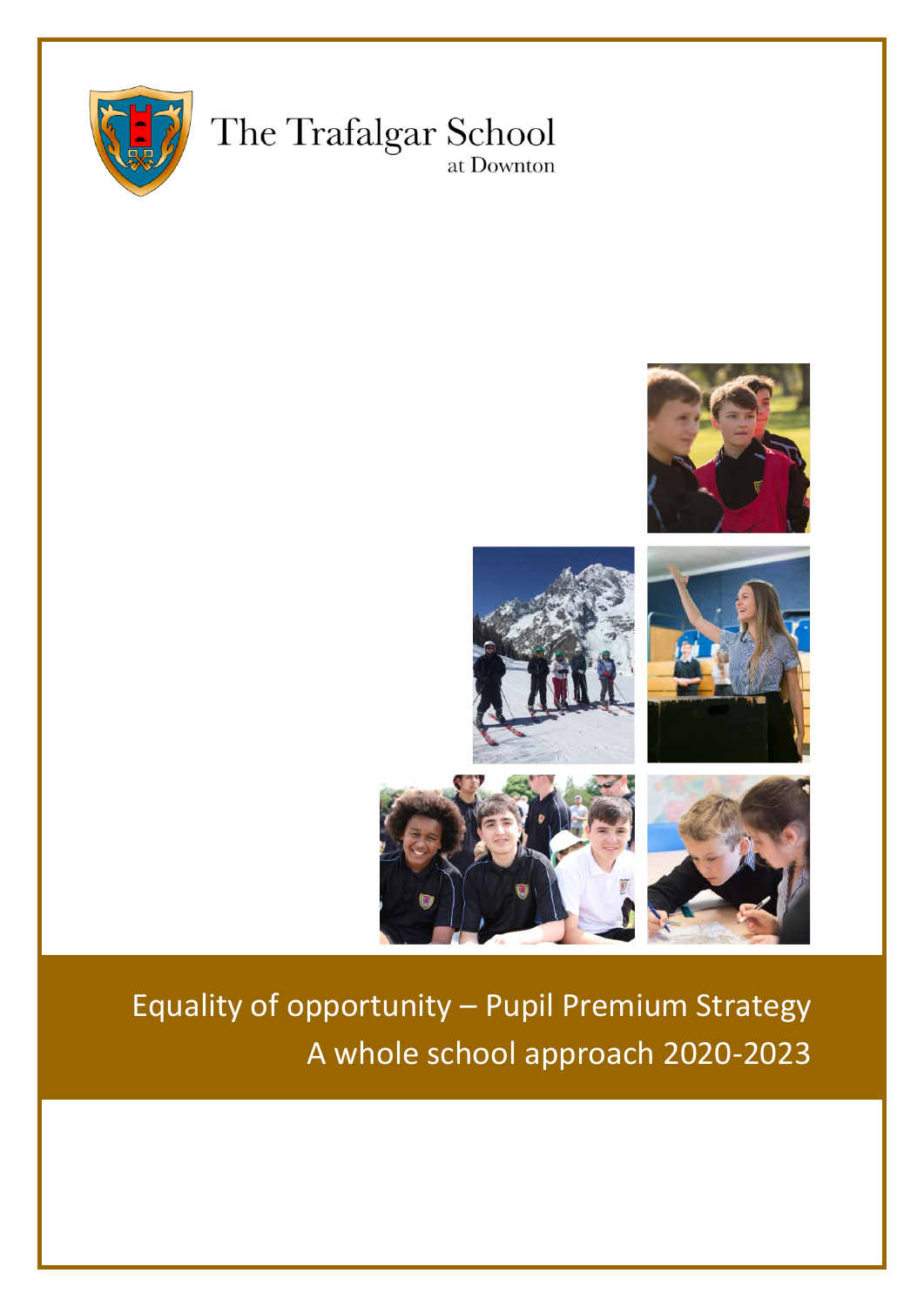The Trafalgar School
at Downton

# Equality of opportunity – Pupil Premium Strategy
## A whole school approach 2020-2023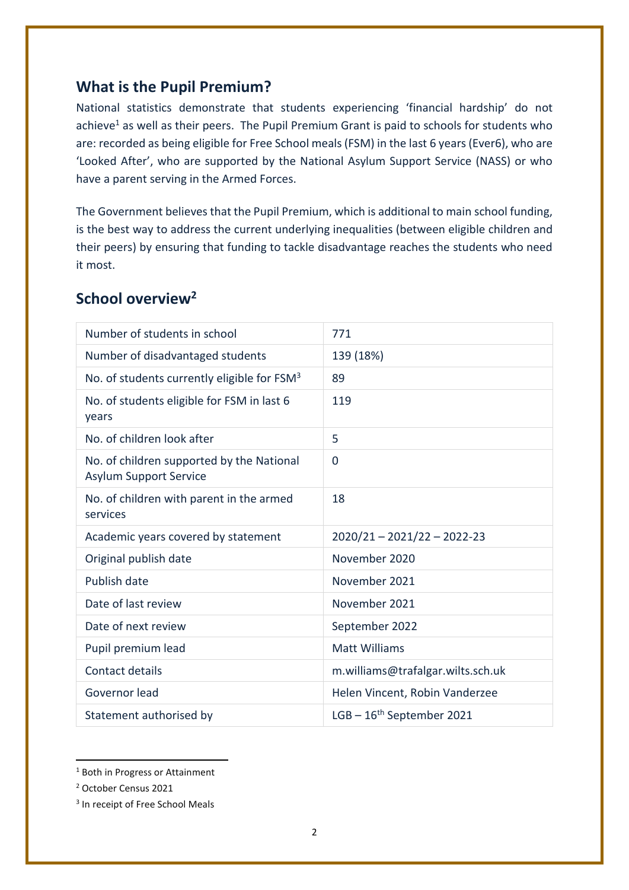## What is the Pupil Premium?

National statistics demonstrate that students experiencing 'financial hardship' do not achieve[1] as well as their peers. The Pupil Premium Grant is paid to schools for students who are: recorded as being eligible for Free School meals (FSM) in the last 6 years (Ever6), who are 'Looked After', who are supported by the National Asylum Support Service (NASS) or who have a parent serving in the Armed Forces.

The Government believes that the Pupil Premium, which is additional to main school funding, is the best way to address the current underlying inequalities (between eligible children and their peers) by ensuring that funding to tackle disadvantage reaches the students who need it most.

## School overview[2]

| | |
|---|---|
| Number of students in school | 771 |
| Number of disadvantaged students | 139 (18%) |
| No. of students currently eligible for FSM[3] | 89 |
| No. of students eligible for FSM in last 6 years | 119 |
| No. of children look after | 5 |
| No. of children supported by the National Asylum Support Service | 0 |
| No. of children with parent in the armed services | 18 |
| Academic years covered by statement | 2020/21 – 2021/22 – 2022-23 |
| Original publish date | November 2020 |
| Publish date | November 2021 |
| Date of last review | November 2021 |
| Date of next review | September 2022 |
| Pupil premium lead | Matt Williams |
| Contact details | m.williams@trafalgar.wilts.sch.uk |
| Governor lead | Helen Vincent, Robin Vanderzee |
| Statement authorised by | LGB – 16th September 2021 |

[1] Both in Progress or Attainment

[2] October Census 2021

[3] In receipt of Free School Meals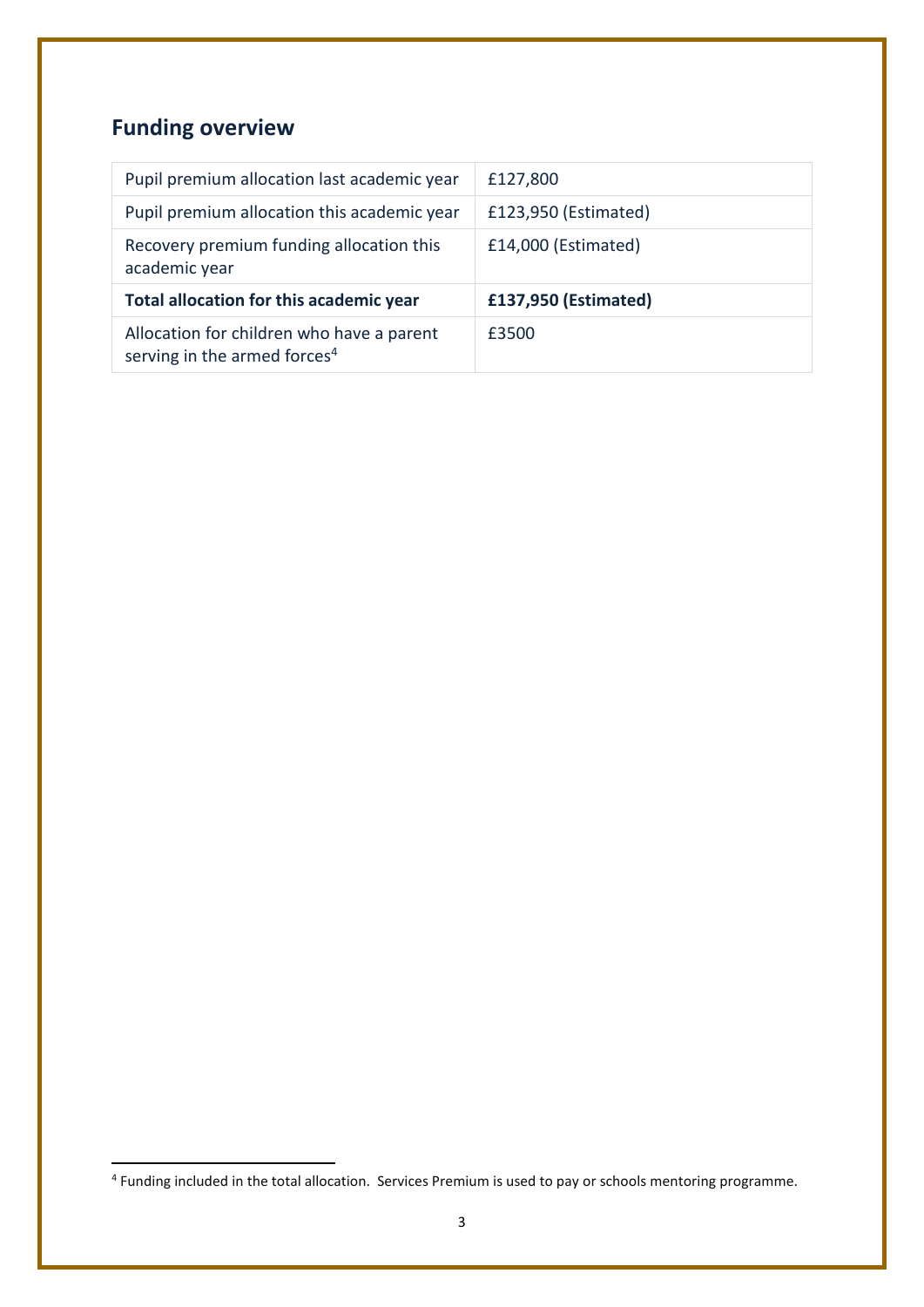## Funding overview

| Pupil premium allocation last academic year | £127,800 |
|---|---|
| Pupil premium allocation this academic year | £123,950 (Estimated) |
| Recovery premium funding allocation this academic year | £14,000 (Estimated) |
| **Total allocation for this academic year** | **£137,950 (Estimated)** |
| Allocation for children who have a parent serving in the armed forces[4] | £3500 |

[4] Funding included in the total allocation. Services Premium is used to pay or schools mentoring programme.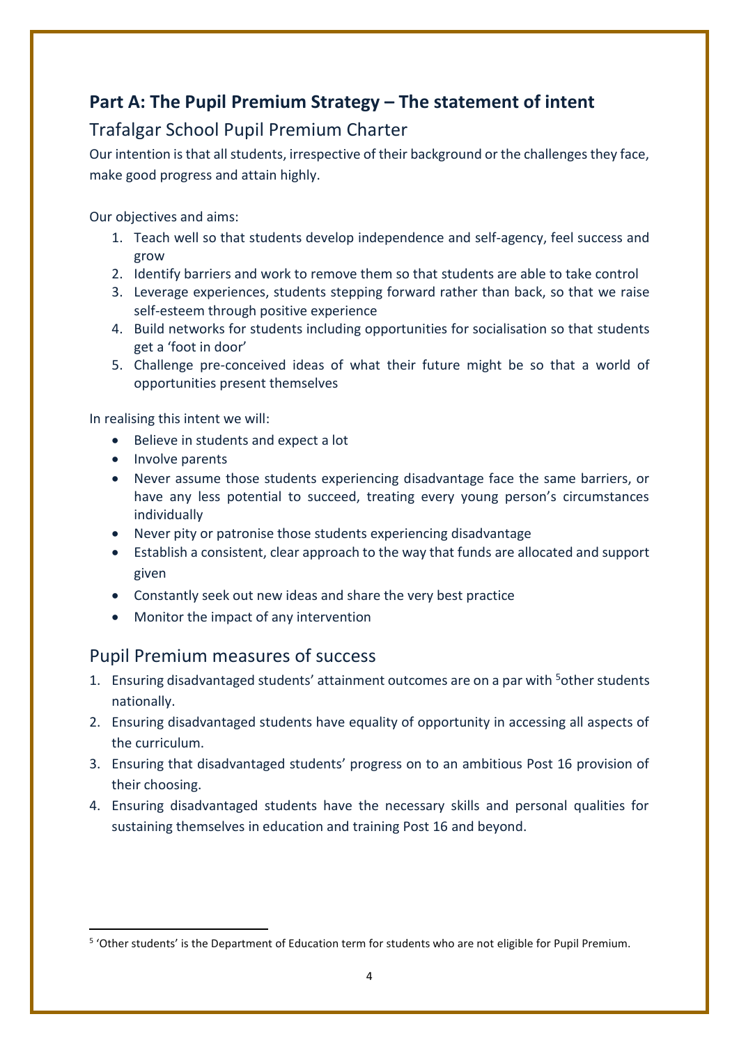## Part A: The Pupil Premium Strategy – The statement of intent

### Trafalgar School Pupil Premium Charter

Our intention is that all students, irrespective of their background or the challenges they face, make good progress and attain highly.

Our objectives and aims:

1. Teach well so that students develop independence and self-agency, feel success and grow
2. Identify barriers and work to remove them so that students are able to take control
3. Leverage experiences, students stepping forward rather than back, so that we raise self-esteem through positive experience
4. Build networks for students including opportunities for socialisation so that students get a 'foot in door'
5. Challenge pre-conceived ideas of what their future might be so that a world of opportunities present themselves

In realising this intent we will:

- Believe in students and expect a lot
- Involve parents
- Never assume those students experiencing disadvantage face the same barriers, or have any less potential to succeed, treating every young person's circumstances individually
- Never pity or patronise those students experiencing disadvantage
- Establish a consistent, clear approach to the way that funds are allocated and support given
- Constantly seek out new ideas and share the very best practice
- Monitor the impact of any intervention

### Pupil Premium measures of success

1. Ensuring disadvantaged students' attainment outcomes are on a par with [5]other students nationally.
2. Ensuring disadvantaged students have equality of opportunity in accessing all aspects of the curriculum.
3. Ensuring that disadvantaged students' progress on to an ambitious Post 16 provision of their choosing.
4. Ensuring disadvantaged students have the necessary skills and personal qualities for sustaining themselves in education and training Post 16 and beyond.

[5] 'Other students' is the Department of Education term for students who are not eligible for Pupil Premium.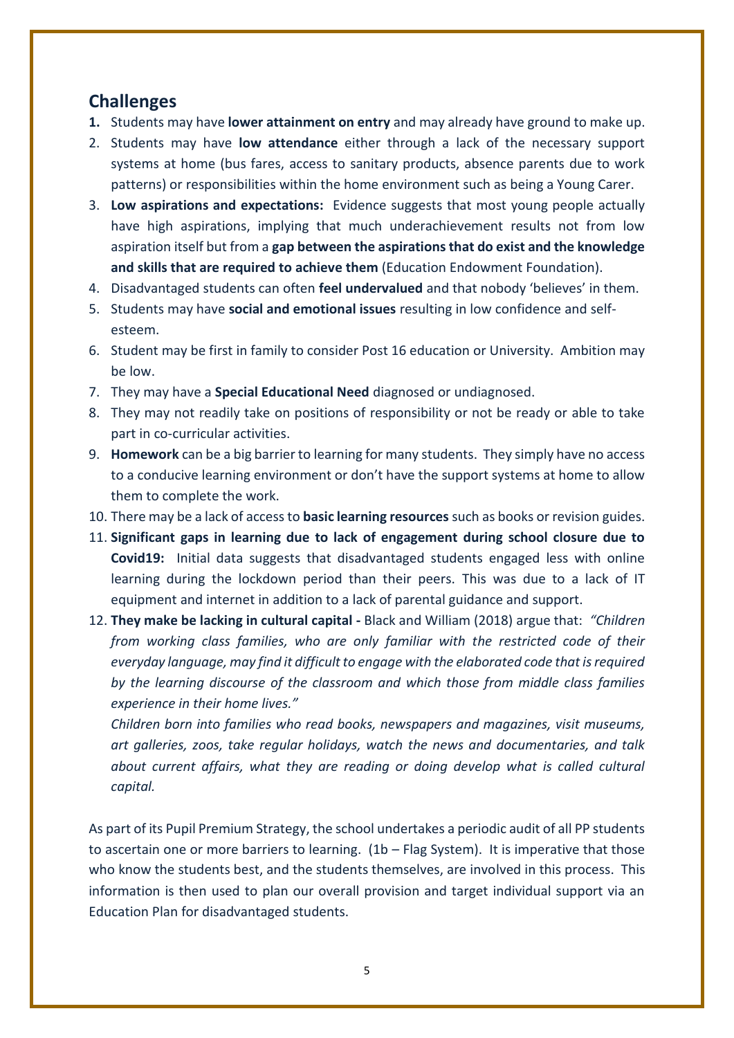## Challenges

1. Students may have **lower attainment on entry** and may already have ground to make up.
2. Students may have **low attendance** either through a lack of the necessary support systems at home (bus fares, access to sanitary products, absence parents due to work patterns) or responsibilities within the home environment such as being a Young Carer.
3. **Low aspirations and expectations:** Evidence suggests that most young people actually have high aspirations, implying that much underachievement results not from low aspiration itself but from a **gap between the aspirations that do exist and the knowledge and skills that are required to achieve them** (Education Endowment Foundation).
4. Disadvantaged students can often **feel undervalued** and that nobody 'believes' in them.
5. Students may have **social and emotional issues** resulting in low confidence and self-esteem.
6. Student may be first in family to consider Post 16 education or University. Ambition may be low.
7. They may have a **Special Educational Need** diagnosed or undiagnosed.
8. They may not readily take on positions of responsibility or not be ready or able to take part in co-curricular activities.
9. **Homework** can be a big barrier to learning for many students. They simply have no access to a conducive learning environment or don't have the support systems at home to allow them to complete the work.
10. There may be a lack of access to **basic learning resources** such as books or revision guides.
11. **Significant gaps in learning due to lack of engagement during school closure due to Covid19:** Initial data suggests that disadvantaged students engaged less with online learning during the lockdown period than their peers. This was due to a lack of IT equipment and internet in addition to a lack of parental guidance and support.
12. **They make be lacking in cultural capital -** Black and William (2018) argue that: *"Children from working class families, who are only familiar with the restricted code of their everyday language, may find it difficult to engage with the elaborated code that is required by the learning discourse of the classroom and which those from middle class families experience in their home lives."*

    *Children born into families who read books, newspapers and magazines, visit museums, art galleries, zoos, take regular holidays, watch the news and documentaries, and talk about current affairs, what they are reading or doing develop what is called cultural capital.*

As part of its Pupil Premium Strategy, the school undertakes a periodic audit of all PP students to ascertain one or more barriers to learning. (1b – Flag System). It is imperative that those who know the students best, and the students themselves, are involved in this process. This information is then used to plan our overall provision and target individual support via an Education Plan for disadvantaged students.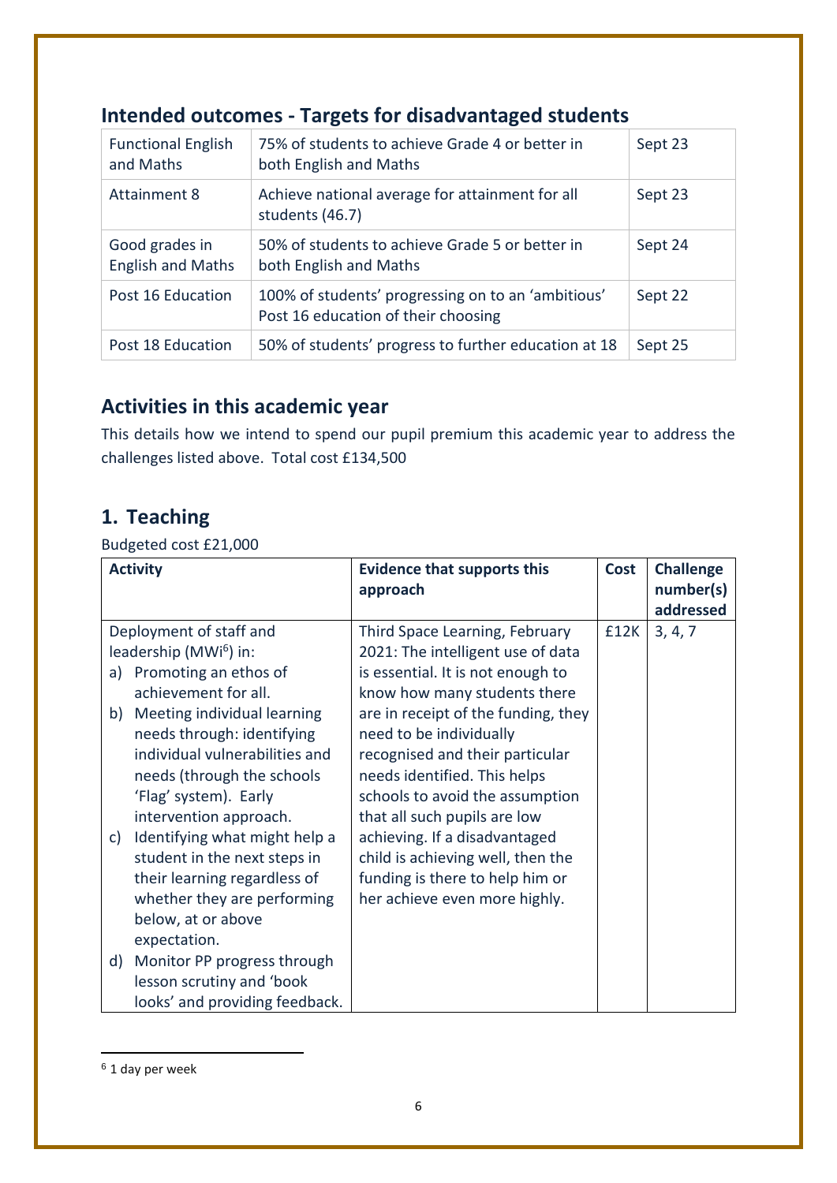## Intended outcomes - Targets for disadvantaged students

| | | |
|---|---|---|
| Functional English and Maths | 75% of students to achieve Grade 4 or better in both English and Maths | Sept 23 |
| Attainment 8 | Achieve national average for attainment for all students (46.7) | Sept 23 |
| Good grades in English and Maths | 50% of students to achieve Grade 5 or better in both English and Maths | Sept 24 |
| Post 16 Education | 100% of students' progressing on to an 'ambitious' Post 16 education of their choosing | Sept 22 |
| Post 18 Education | 50% of students' progress to further education at 18 | Sept 25 |

## Activities in this academic year

This details how we intend to spend our pupil premium this academic year to address the challenges listed above. Total cost £134,500

## 1. Teaching

Budgeted cost £21,000

| Activity | Evidence that supports this approach | Cost | Challenge number(s) addressed |
|---|---|---|---|
| Deployment of staff and leadership (MWi[6]) in:<br>a) Promoting an ethos of achievement for all.<br>b) Meeting individual learning needs through: identifying individual vulnerabilities and needs (through the schools 'Flag' system). Early intervention approach.<br>c) Identifying what might help a student in the next steps in their learning regardless of whether they are performing below, at or above expectation.<br>d) Monitor PP progress through lesson scrutiny and 'book looks' and providing feedback. | Third Space Learning, February 2021: The intelligent use of data is essential. It is not enough to know how many students there are in receipt of the funding, they need to be individually recognised and their particular needs identified. This helps schools to avoid the assumption that all such pupils are low achieving. If a disadvantaged child is achieving well, then the funding is there to help him or her achieve even more highly. | £12K | 3, 4, 7 |

[6] 1 day per week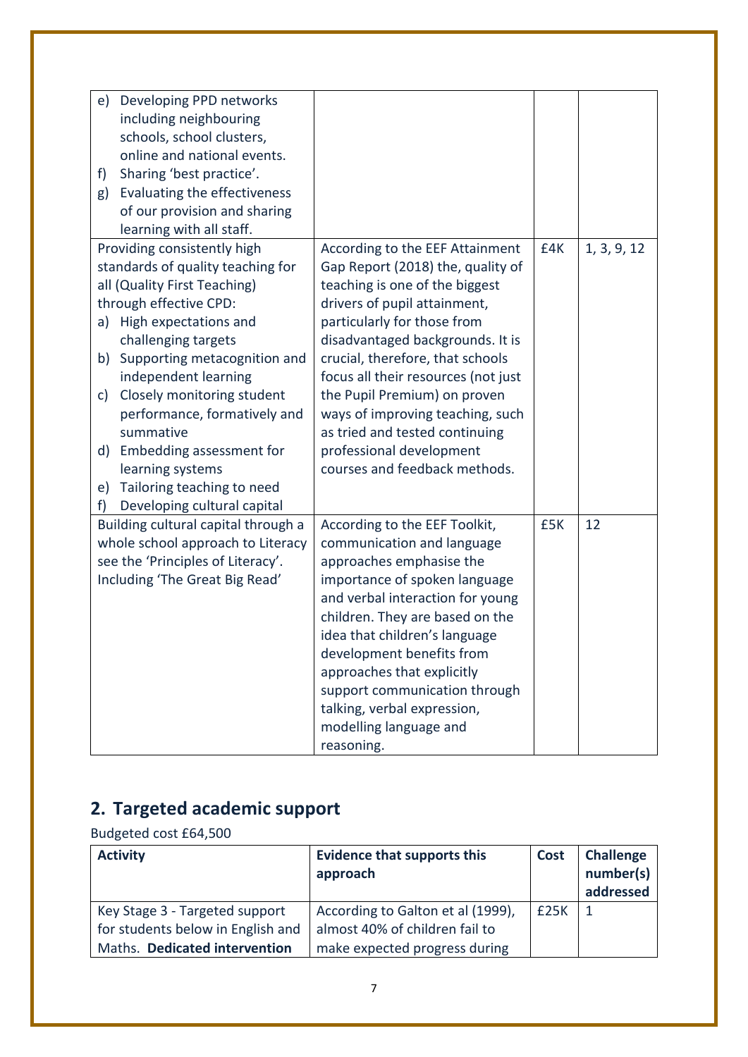| | | | |
|---|---|---|---|
| e) Developing PPD networks including neighbouring schools, school clusters, online and national events.<br>f) Sharing 'best practice'.<br>g) Evaluating the effectiveness of our provision and sharing learning with all staff. | | | |
| Providing consistently high standards of quality teaching for all (Quality First Teaching) through effective CPD:<br>a) High expectations and challenging targets<br>b) Supporting metacognition and independent learning<br>c) Closely monitoring student performance, formatively and summative<br>d) Embedding assessment for learning systems<br>e) Tailoring teaching to need<br>f) Developing cultural capital | According to the EEF Attainment Gap Report (2018) the, quality of teaching is one of the biggest drivers of pupil attainment, particularly for those from disadvantaged backgrounds. It is crucial, therefore, that schools focus all their resources (not just the Pupil Premium) on proven ways of improving teaching, such as tried and tested continuing professional development courses and feedback methods. | £4K | 1, 3, 9, 12 |
| Building cultural capital through a whole school approach to Literacy see the 'Principles of Literacy'. Including 'The Great Big Read' | According to the EEF Toolkit, communication and language approaches emphasise the importance of spoken language and verbal interaction for young children. They are based on the idea that children's language development benefits from approaches that explicitly support communication through talking, verbal expression, modelling language and reasoning. | £5K | 12 |

## 2. Targeted academic support

Budgeted cost £64,500

| Activity | Evidence that supports this approach | Cost | Challenge number(s) addressed |
|---|---|---|---|
| Key Stage 3 - Targeted support for students below in English and Maths. **Dedicated intervention** | According to Galton et al (1999), almost 40% of children fail to make expected progress during | £25K | 1 |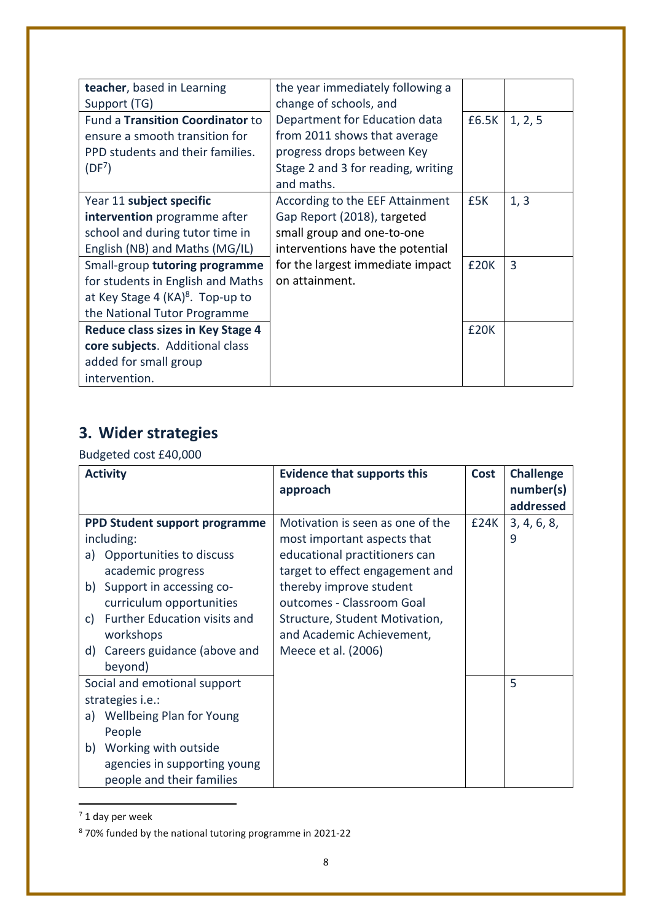| | | | |
|---|---|---|---|
| **teacher**, based in Learning Support (TG) | the year immediately following a change of schools, and Department for Education data from 2011 shows that average progress drops between Key Stage 2 and 3 for reading, writing and maths. | | |
| Fund a **Transition Coordinator** to ensure a smooth transition for PPD students and their families. (DF[7]) | | £6.5K | 1, 2, 5 |
| Year 11 **subject specific intervention** programme after school and during tutor time in English (NB) and Maths (MG/IL) | According to the EEF Attainment Gap Report (2018), targeted small group and one-to-one interventions have the potential for the largest immediate impact on attainment. | £5K | 1, 3 |
| Small-group **tutoring programme** for students in English and Maths at Key Stage 4 (KA)[8]. Top-up to the National Tutor Programme | | £20K | 3 |
| **Reduce class sizes in Key Stage 4 core subjects**. Additional class added for small group intervention. | | £20K | |

## 3. Wider strategies

Budgeted cost £40,000

| Activity | Evidence that supports this approach | Cost | Challenge number(s) addressed |
|---|---|---|---|
| **PPD Student support programme** including:<br>a) Opportunities to discuss academic progress<br>b) Support in accessing co-curriculum opportunities<br>c) Further Education visits and workshops<br>d) Careers guidance (above and beyond) | Motivation is seen as one of the most important aspects that educational practitioners can target to effect engagement and thereby improve student outcomes - Classroom Goal Structure, Student Motivation, and Academic Achievement, Meece et al. (2006) | £24K | 3, 4, 6, 8, 9 |
| Social and emotional support strategies i.e.:<br>a) Wellbeing Plan for Young People<br>b) Working with outside agencies in supporting young people and their families | | | 5 |

[7] 1 day per week

[8] 70% funded by the national tutoring programme in 2021-22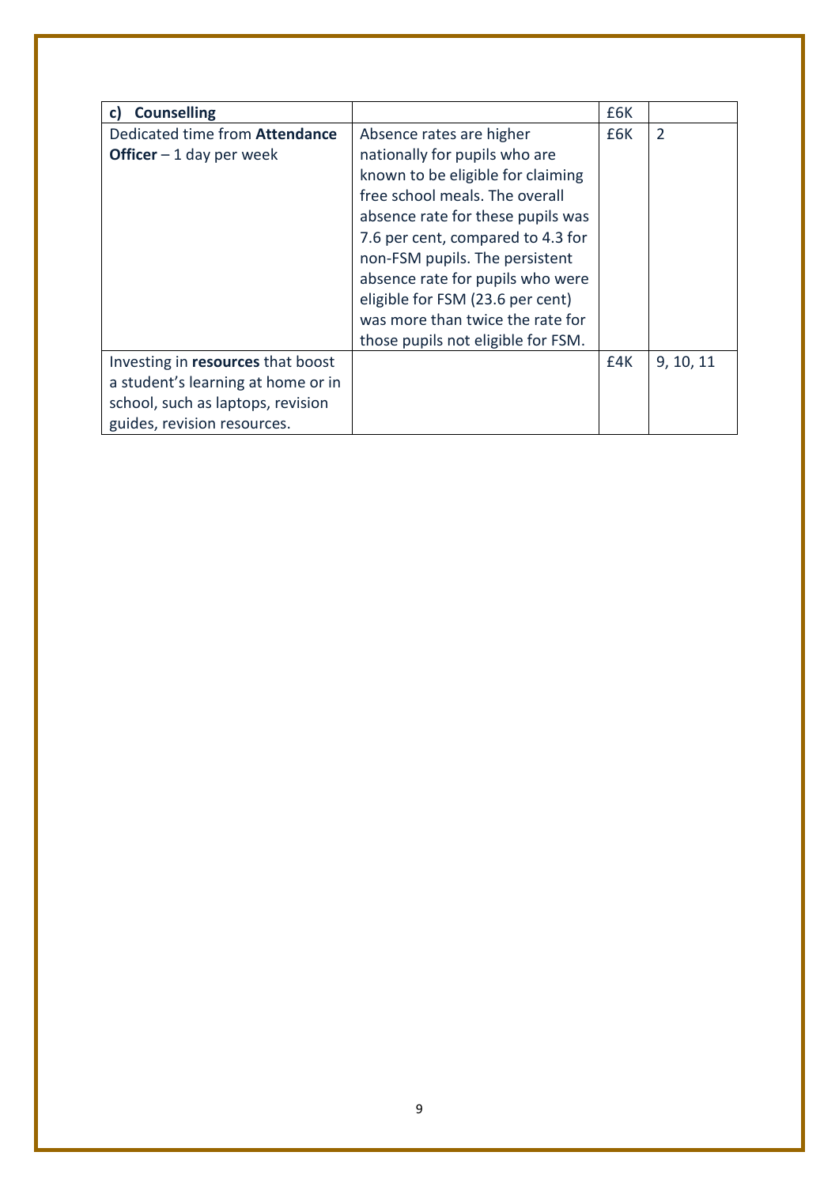| **c) Counselling** | | £6K | |
|---|---|---|---|
| Dedicated time from **Attendance Officer** – 1 day per week | Absence rates are higher nationally for pupils who are known to be eligible for claiming free school meals. The overall absence rate for these pupils was 7.6 per cent, compared to 4.3 for non-FSM pupils. The persistent absence rate for pupils who were eligible for FSM (23.6 per cent) was more than twice the rate for those pupils not eligible for FSM. | £6K | 2 |
| Investing in **resources** that boost a student's learning at home or in school, such as laptops, revision guides, revision resources. | | £4K | 9, 10, 11 |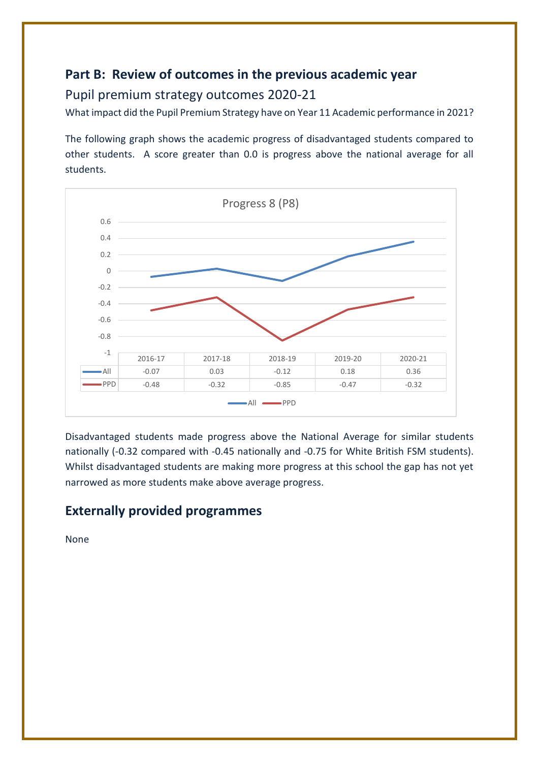## Part B: Review of outcomes in the previous academic year

### Pupil premium strategy outcomes 2020-21

What impact did the Pupil Premium Strategy have on Year 11 Academic performance in 2021?

The following graph shows the academic progress of disadvantaged students compared to other students. A score greater than 0.0 is progress above the national average for all students.

Progress 8 (P8)

| | 2016-17 | 2017-18 | 2018-19 | 2019-20 | 2020-21 |
|---|---|---|---|---|---|
| All | -0.07 | 0.03 | -0.12 | 0.18 | 0.36 |
| PPD | -0.48 | -0.32 | -0.85 | -0.47 | -0.32 |

Disadvantaged students made progress above the National Average for similar students nationally (-0.32 compared with -0.45 nationally and -0.75 for White British FSM students). Whilst disadvantaged students are making more progress at this school the gap has not yet narrowed as more students make above average progress.

## Externally provided programmes

None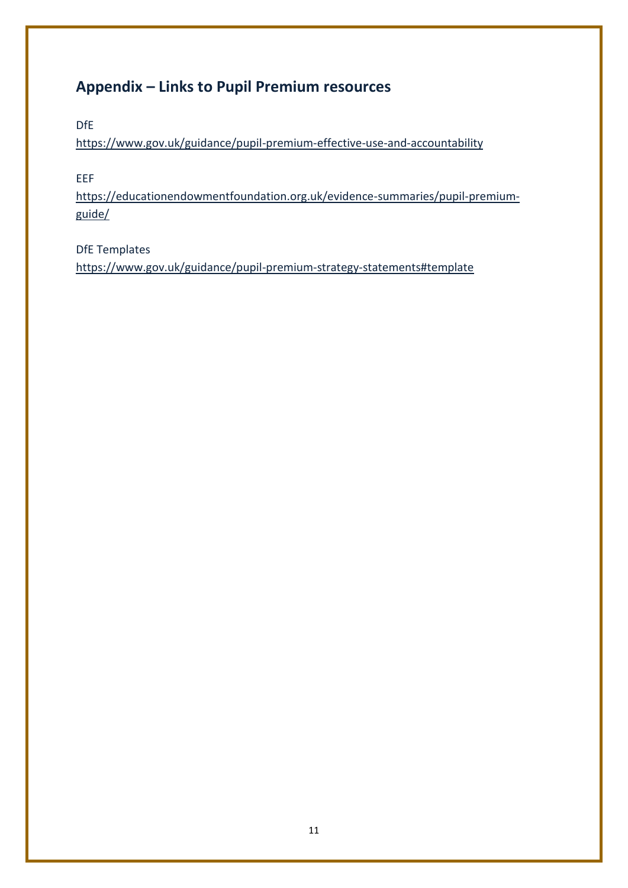## Appendix – Links to Pupil Premium resources

DfE
https://www.gov.uk/guidance/pupil-premium-effective-use-and-accountability

EEF
https://educationendowmentfoundation.org.uk/evidence-summaries/pupil-premium-guide/

DfE Templates
https://www.gov.uk/guidance/pupil-premium-strategy-statements#template